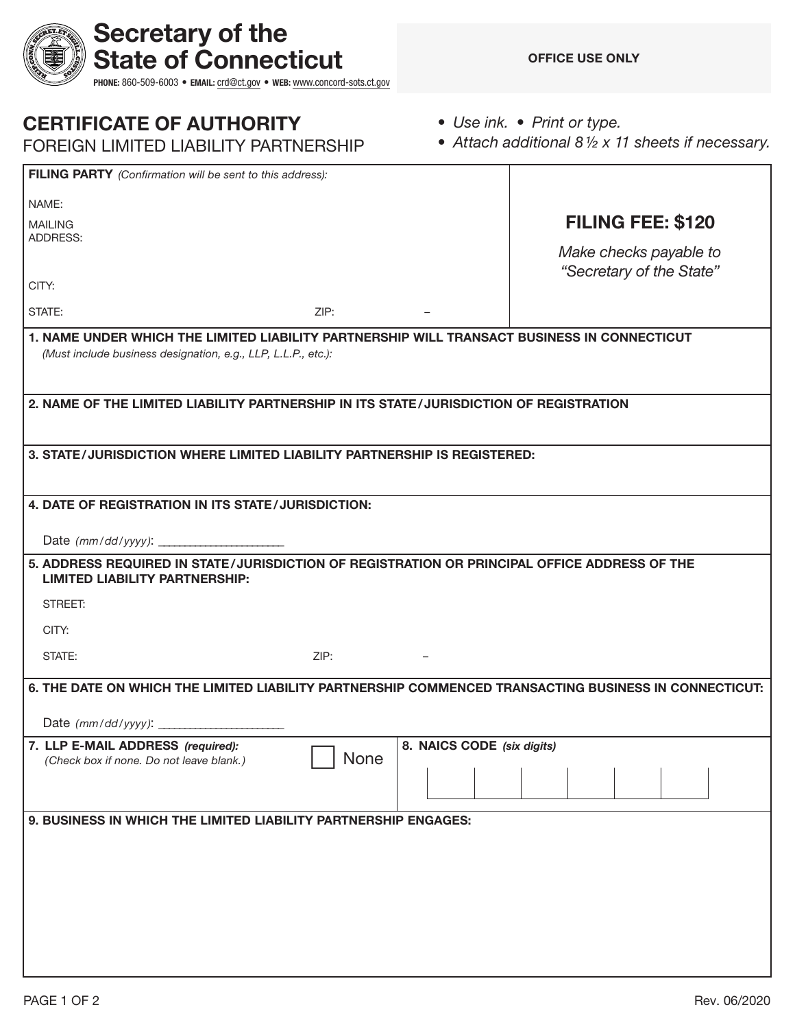# Secretary of the State of Connecticut

**PHONE:** 860-509-6003 • **EMAIL:** crd@ct.gov • **WEB:** www.concord-sots.ct.gov

**OFFICE USE ONLY**

## CERTIFICATE OF AUTHORITY

FOREIGN LIMITED LIABILITY PARTNERSHIP

- *Use ink.* • *Print or type.*
- *Attach additional 8½ x 11 sheets if necessary.*

**FILING PARTY** *(Confirmation will be sent to this address):*

NAME:

MAILING ADDRESS:

CITY:

STATE: ZIP: –

**FILING FEE: $120**

*Make checks payable to "Secretary of the State"*

**1. NAME UNDER WHICH THE LIMITED LIABILITY PARTNERSHIP WILL TRANSACT BUSINESS IN CONNECTICUT**
*(Must include business designation, e.g., LLP, L.L.P., etc.):*

**2. NAME OF THE LIMITED LIABILITY PARTNERSHIP IN ITS STATE/JURISDICTION OF REGISTRATION**

**3. STATE/JURISDICTION WHERE LIMITED LIABILITY PARTNERSHIP IS REGISTERED:**

**4. DATE OF REGISTRATION IN ITS STATE/JURISDICTION:**

Date *(mm/dd/yyyy)*: ____________________

**5. ADDRESS REQUIRED IN STATE/JURISDICTION OF REGISTRATION OR PRINCIPAL OFFICE ADDRESS OF THE LIMITED LIABILITY PARTNERSHIP:**

STREET:

CITY:

STATE: ZIP: –

**6. THE DATE ON WHICH THE LIMITED LIABILITY PARTNERSHIP COMMENCED TRANSACTING BUSINESS IN CONNECTICUT:**

Date *(mm/dd/yyyy)*: ____________________

**7. LLP E-MAIL ADDRESS** ***(required):***
*(Check box if none. Do not leave blank.)*

☐ None

**8. NAICS CODE** ***(six digits)***

| | | | | | |
|---|---|---|---|---|---|
| | | | | | |

**9. BUSINESS IN WHICH THE LIMITED LIABILITY PARTNERSHIP ENGAGES:**

Rev. 06/2020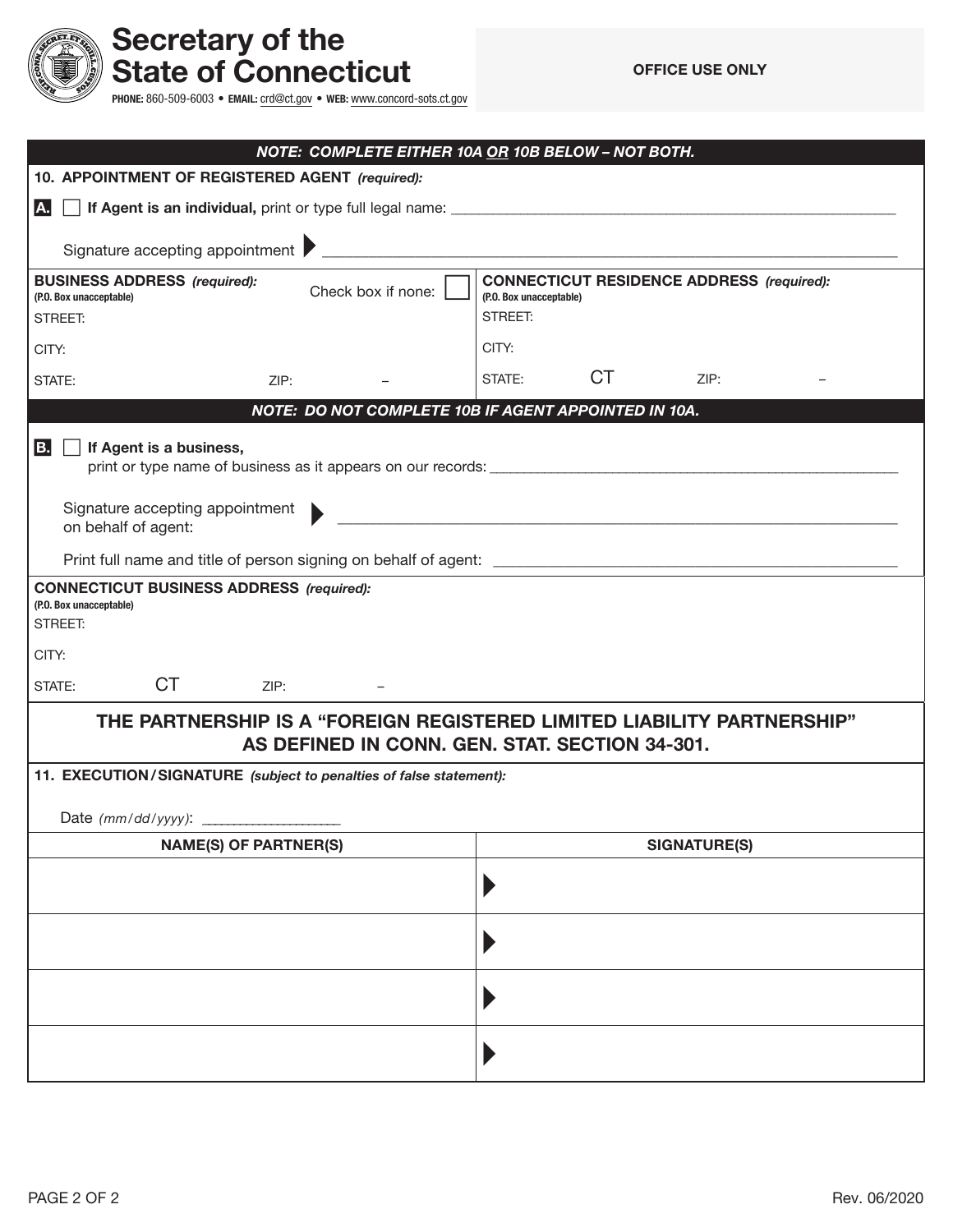# Secretary of the State of Connecticut

**PHONE:** 860-509-6003 • **EMAIL:** crd@ct.gov • **WEB:** www.concord-sots.ct.gov

**OFFICE USE ONLY**

***NOTE: COMPLETE EITHER 10A OR 10B BELOW – NOT BOTH.***

**10. APPOINTMENT OF REGISTERED AGENT** ***(required):***

**A.** ☐ **If Agent is an individual,** print or type full legal name: ______________________________

Signature accepting appointment ▶ ______________________________

| **BUSINESS ADDRESS** ***(required):*** (P.O. Box unacceptable) Check box if none: ☐ | **CONNECTICUT RESIDENCE ADDRESS** ***(required):*** (P.O. Box unacceptable) |
|---|---|
| STREET: | STREET: |
| CITY: | CITY: |
| STATE: ZIP: – | STATE: CT ZIP: – |

***NOTE: DO NOT COMPLETE 10B IF AGENT APPOINTED IN 10A.***

**B.** ☐ **If Agent is a business,**
print or type name of business as it appears on our records: ______________________________

Signature accepting appointment on behalf of agent: ▶ ______________________________

Print full name and title of person signing on behalf of agent: ______________________________

**CONNECTICUT BUSINESS ADDRESS** ***(required):***
(P.O. Box unacceptable)

STREET:

CITY:

STATE: CT ZIP: –

**THE PARTNERSHIP IS A "FOREIGN REGISTERED LIMITED LIABILITY PARTNERSHIP" AS DEFINED IN CONN. GEN. STAT. SECTION 34-301.**

**11. EXECUTION / SIGNATURE** ***(subject to penalties of false statement):***

Date *(mm/dd/yyyy)*: ____________________

| NAME(S) OF PARTNER(S) | SIGNATURE(S) |
|---|---|
| | ▶ |
| | ▶ |
| | ▶ |
| | ▶ |

Rev. 06/2020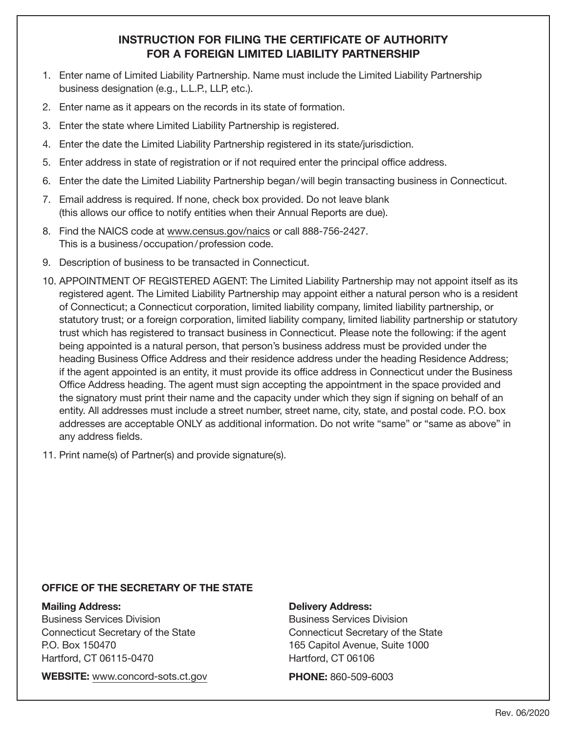# INSTRUCTION FOR FILING THE CERTIFICATE OF AUTHORITY FOR A FOREIGN LIMITED LIABILITY PARTNERSHIP

1. Enter name of Limited Liability Partnership. Name must include the Limited Liability Partnership business designation (e.g., L.L.P., LLP, etc.).
2. Enter name as it appears on the records in its state of formation.
3. Enter the state where Limited Liability Partnership is registered.
4. Enter the date the Limited Liability Partnership registered in its state/jurisdiction.
5. Enter address in state of registration or if not required enter the principal office address.
6. Enter the date the Limited Liability Partnership began/will begin transacting business in Connecticut.
7. Email address is required. If none, check box provided. Do not leave blank (this allows our office to notify entities when their Annual Reports are due).
8. Find the NAICS code at www.census.gov/naics or call 888-756-2427. This is a business/occupation/profession code.
9. Description of business to be transacted in Connecticut.
10. APPOINTMENT OF REGISTERED AGENT: The Limited Liability Partnership may not appoint itself as its registered agent. The Limited Liability Partnership may appoint either a natural person who is a resident of Connecticut; a Connecticut corporation, limited liability company, limited liability partnership, or statutory trust; or a foreign corporation, limited liability company, limited liability partnership or statutory trust which has registered to transact business in Connecticut. Please note the following: if the agent being appointed is a natural person, that person's business address must be provided under the heading Business Office Address and their residence address under the heading Residence Address; if the agent appointed is an entity, it must provide its office address in Connecticut under the Business Office Address heading. The agent must sign accepting the appointment in the space provided and the signatory must print their name and the capacity under which they sign if signing on behalf of an entity. All addresses must include a street number, street name, city, state, and postal code. P.O. box addresses are acceptable ONLY as additional information. Do not write "same" or "same as above" in any address fields.
11. Print name(s) of Partner(s) and provide signature(s).

**OFFICE OF THE SECRETARY OF THE STATE**

**Mailing Address:**
Business Services Division
Connecticut Secretary of the State
P.O. Box 150470
Hartford, CT 06115-0470

**WEBSITE:** www.concord-sots.ct.gov

**Delivery Address:**
Business Services Division
Connecticut Secretary of the State
165 Capitol Avenue, Suite 1000
Hartford, CT 06106

**PHONE:** 860-509-6003

Rev. 06/2020